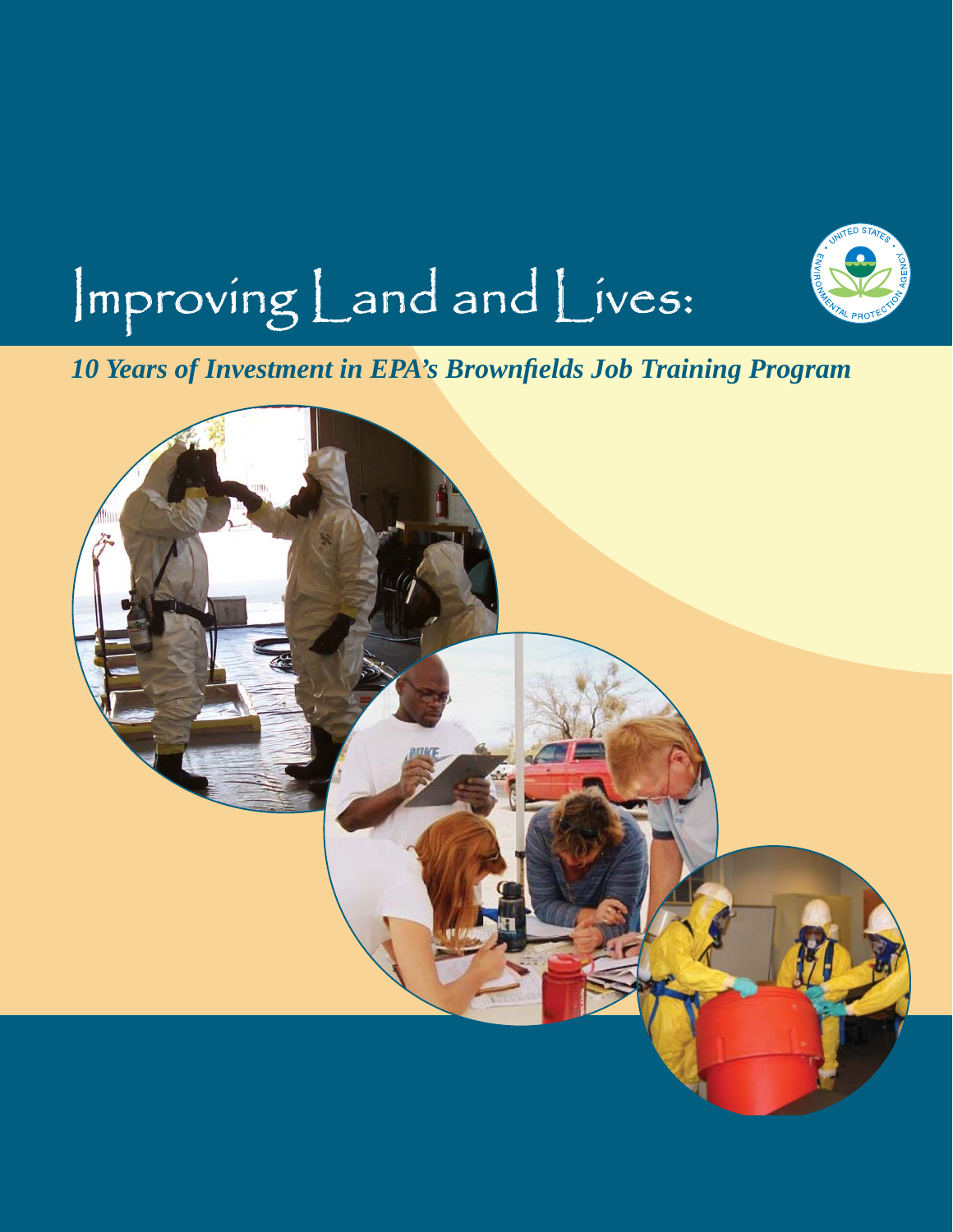# Improving Land and Lives:

***10 Years of Investment in EPA's Brownfields Job Training Program***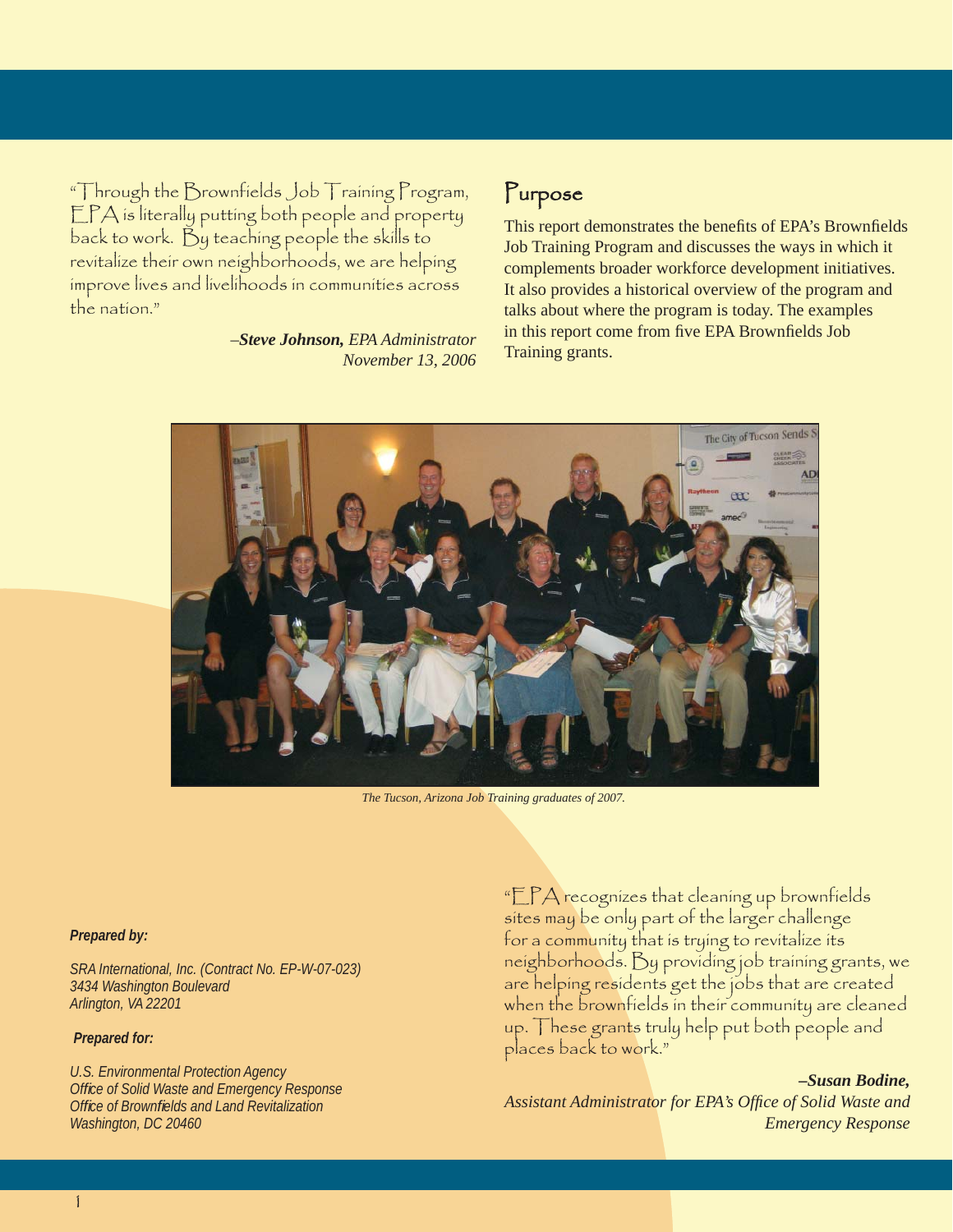"Through the Brownfields Job Training Program, EPA is literally putting both people and property back to work. By teaching people the skills to revitalize their own neighborhoods, we are helping improve lives and livelihoods in communities across the nation."

*–**Steve Johnson,** EPA Administrator*
*November 13, 2006*

## Purpose

This report demonstrates the benefits of EPA's Brownfields Job Training Program and discusses the ways in which it complements broader workforce development initiatives. It also provides a historical overview of the program and talks about where the program is today. The examples in this report come from five EPA Brownfields Job Training grants.

*The Tucson, Arizona Job Training graduates of 2007.*

***Prepared by:***

*SRA International, Inc. (Contract No. EP-W-07-023)*
*3434 Washington Boulevard*
*Arlington, VA 22201*

***Prepared for:***

*U.S. Environmental Protection Agency*
*Office of Solid Waste and Emergency Response*
*Office of Brownfields and Land Revitalization*
*Washington, DC 20460*

"EPA recognizes that cleaning up brownfields sites may be only part of the larger challenge for a community that is trying to revitalize its neighborhoods. By providing job training grants, we are helping residents get the jobs that are created when the brownfields in their community are cleaned up. These grants truly help put both people and places back to work."

***–Susan Bodine,***
*Assistant Administrator for EPA's Office of Solid Waste and Emergency Response*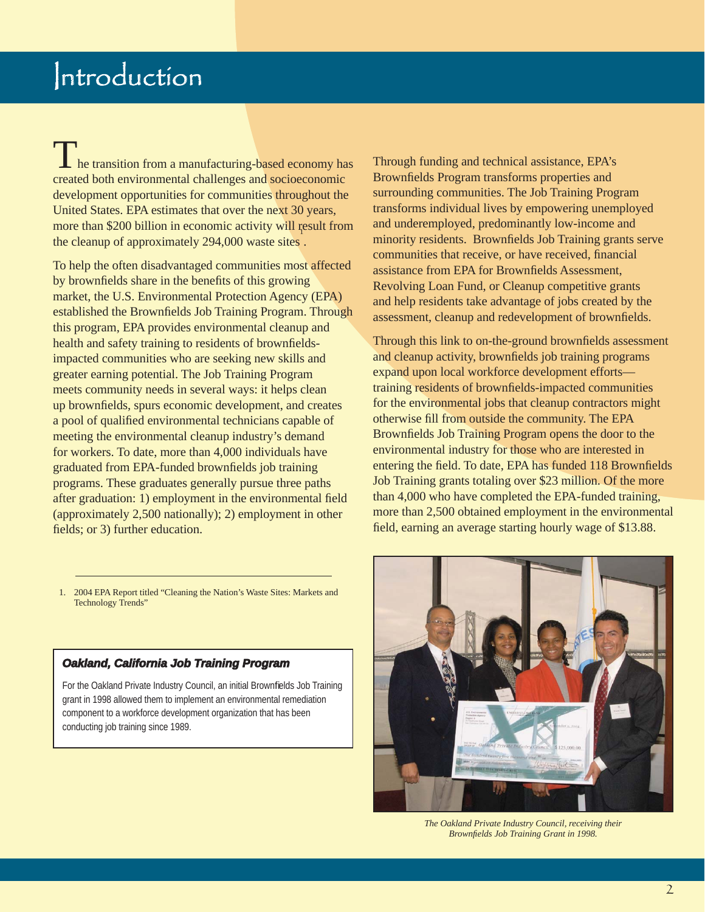# Introduction

The transition from a manufacturing-based economy has created both environmental challenges and socioeconomic development opportunities for communities throughout the United States. EPA estimates that over the next 30 years, more than $200 billion in economic activity will result from the cleanup of approximately 294,000 waste sites[1].

To help the often disadvantaged communities most affected by brownfields share in the benefits of this growing market, the U.S. Environmental Protection Agency (EPA) established the Brownfields Job Training Program. Through this program, EPA provides environmental cleanup and health and safety training to residents of brownfields-impacted communities who are seeking new skills and greater earning potential. The Job Training Program meets community needs in several ways: it helps clean up brownfields, spurs economic development, and creates a pool of qualified environmental technicians capable of meeting the environmental cleanup industry's demand for workers. To date, more than 4,000 individuals have graduated from EPA-funded brownfields job training programs. These graduates generally pursue three paths after graduation: 1) employment in the environmental field (approximately 2,500 nationally); 2) employment in other fields; or 3) further education.

1. 2004 EPA Report titled "Cleaning the Nation's Waste Sites: Markets and Technology Trends"

***Oakland, California Job Training Program***

For the Oakland Private Industry Council, an initial Brownfields Job Training grant in 1998 allowed them to implement an environmental remediation component to a workforce development organization that has been conducting job training since 1989.

Through funding and technical assistance, EPA's Brownfields Program transforms properties and surrounding communities. The Job Training Program transforms individual lives by empowering unemployed and underemployed, predominantly low-income and minority residents. Brownfields Job Training grants serve communities that receive, or have received, financial assistance from EPA for Brownfields Assessment, Revolving Loan Fund, or Cleanup competitive grants and help residents take advantage of jobs created by the assessment, cleanup and redevelopment of brownfields.

Through this link to on-the-ground brownfields assessment and cleanup activity, brownfields job training programs expand upon local workforce development efforts—training residents of brownfields-impacted communities for the environmental jobs that cleanup contractors might otherwise fill from outside the community. The EPA Brownfields Job Training Program opens the door to the environmental industry for those who are interested in entering the field. To date, EPA has funded 118 Brownfields Job Training grants totaling over $23 million. Of the more than 4,000 who have completed the EPA-funded training, more than 2,500 obtained employment in the environmental field, earning an average starting hourly wage of $13.88.

*The Oakland Private Industry Council, receiving their Brownfields Job Training Grant in 1998.*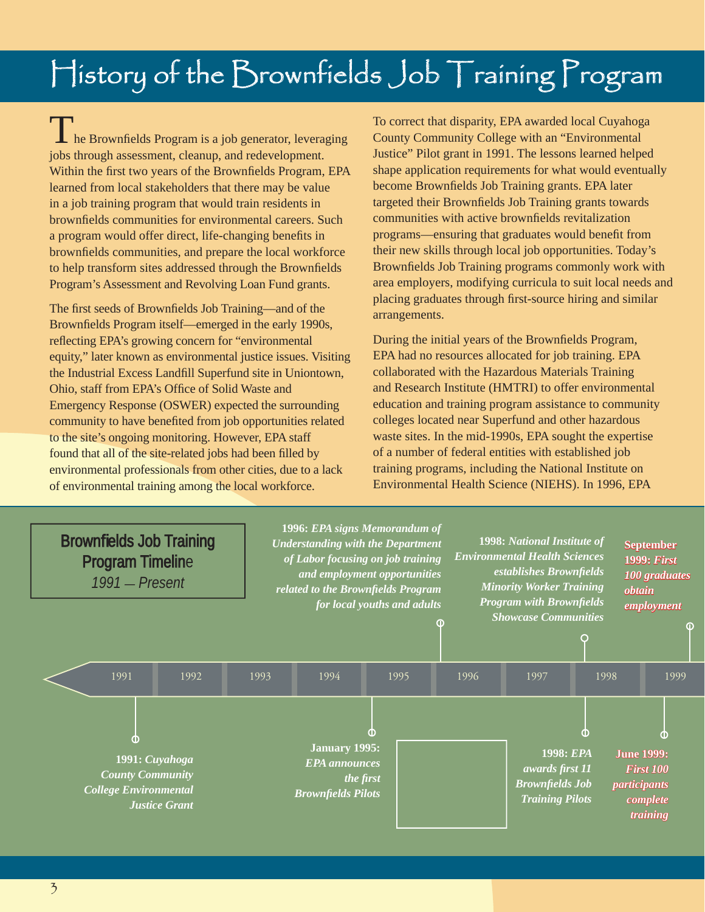# History of the Brownfields Job Training Program

The Brownfields Program is a job generator, leveraging jobs through assessment, cleanup, and redevelopment. Within the first two years of the Brownfields Program, EPA learned from local stakeholders that there may be value in a job training program that would train residents in brownfields communities for environmental careers. Such a program would offer direct, life-changing benefits in brownfields communities, and prepare the local workforce to help transform sites addressed through the Brownfields Program's Assessment and Revolving Loan Fund grants.

The first seeds of Brownfields Job Training—and of the Brownfields Program itself—emerged in the early 1990s, reflecting EPA's growing concern for "environmental equity," later known as environmental justice issues. Visiting the Industrial Excess Landfill Superfund site in Uniontown, Ohio, staff from EPA's Office of Solid Waste and Emergency Response (OSWER) expected the surrounding community to have benefited from job opportunities related to the site's ongoing monitoring. However, EPA staff found that all of the site-related jobs had been filled by environmental professionals from other cities, due to a lack of environmental training among the local workforce.

To correct that disparity, EPA awarded local Cuyahoga County Community College with an "Environmental Justice" Pilot grant in 1991. The lessons learned helped shape application requirements for what would eventually become Brownfields Job Training grants. EPA later targeted their Brownfields Job Training grants towards communities with active brownfields revitalization programs—ensuring that graduates would benefit from their new skills through local job opportunities. Today's Brownfields Job Training programs commonly work with area employers, modifying curricula to suit local needs and placing graduates through first-source hiring and similar arrangements.

During the initial years of the Brownfields Program, EPA had no resources allocated for job training. EPA collaborated with the Hazardous Materials Training and Research Institute (HMTRI) to offer environmental education and training program assistance to community colleges located near Superfund and other hazardous waste sites. In the mid-1990s, EPA sought the expertise of a number of federal entities with established job training programs, including the National Institute on Environmental Health Science (NIEHS). In 1996, EPA

## Brownfields Job Training Program Timeline

*1991 – Present*

1991 1992 1993 1994 1995 1996 1997 1998 1999

- **1991:** *Cuyahoga County Community College Environmental Justice Grant*
- **January 1995:** *EPA announces the first Brownfields Pilots*
- **1996:** *EPA signs Memorandum of Understanding with the Department of Labor focusing on job training and employment opportunities related to the Brownfields Program for local youths and adults*
- **1998:** *National Institute of Environmental Health Sciences establishes Brownfields Minority Worker Training Program with Brownfields Showcase Communities*
- **1998:** *EPA awards first 11 Brownfields Job Training Pilots*
- **June 1999:** *First 100 participants complete training*
- **September 1999:** *First 100 graduates obtain employment*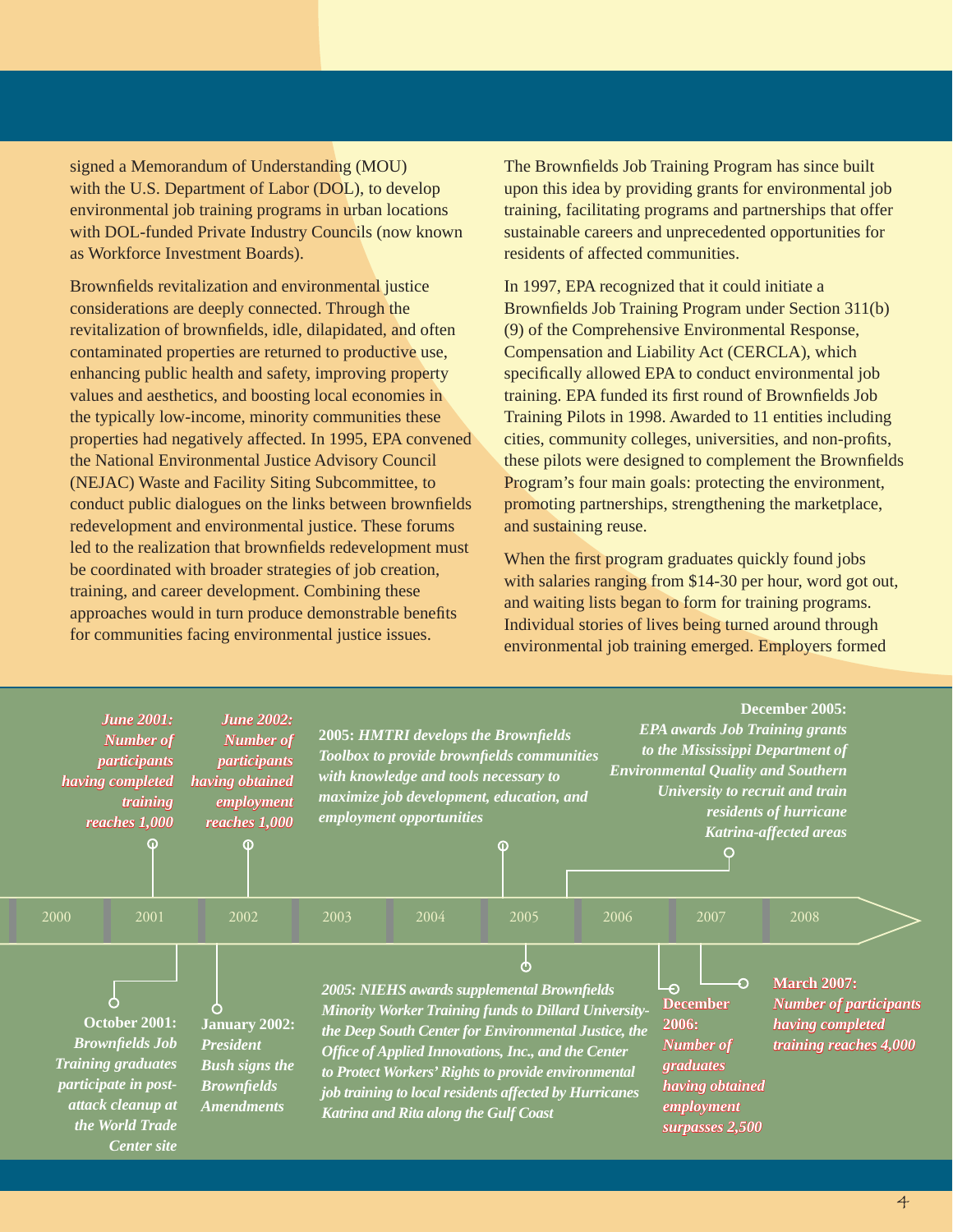signed a Memorandum of Understanding (MOU) with the U.S. Department of Labor (DOL), to develop environmental job training programs in urban locations with DOL-funded Private Industry Councils (now known as Workforce Investment Boards).

Brownfields revitalization and environmental justice considerations are deeply connected. Through the revitalization of brownfields, idle, dilapidated, and often contaminated properties are returned to productive use, enhancing public health and safety, improving property values and aesthetics, and boosting local economies in the typically low-income, minority communities these properties had negatively affected. In 1995, EPA convened the National Environmental Justice Advisory Council (NEJAC) Waste and Facility Siting Subcommittee, to conduct public dialogues on the links between brownfields redevelopment and environmental justice. These forums led to the realization that brownfields redevelopment must be coordinated with broader strategies of job creation, training, and career development. Combining these approaches would in turn produce demonstrable benefits for communities facing environmental justice issues.

The Brownfields Job Training Program has since built upon this idea by providing grants for environmental job training, facilitating programs and partnerships that offer sustainable careers and unprecedented opportunities for residents of affected communities.

In 1997, EPA recognized that it could initiate a Brownfields Job Training Program under Section 311(b)(9) of the Comprehensive Environmental Response, Compensation and Liability Act (CERCLA), which specifically allowed EPA to conduct environmental job training. EPA funded its first round of Brownfields Job Training Pilots in 1998. Awarded to 11 entities including cities, community colleges, universities, and non-profits, these pilots were designed to complement the Brownfields Program's four main goals: protecting the environment, promoting partnerships, strengthening the marketplace, and sustaining reuse.

When the first program graduates quickly found jobs with salaries ranging from $14-30 per hour, word got out, and waiting lists began to form for training programs. Individual stories of lives being turned around through environmental job training emerged. Employers formed

2000 2001 2002 2003 2004 2005 2006 2007 2008

***June 2001:*** *Number of participants having completed training reaches 1,000*

**October 2001:** *Brownfields Job Training graduates participate in post-attack cleanup at the World Trade Center site*

**January 2002:** *President Bush signs the Brownfields Amendments*

***June 2002:*** *Number of participants having obtained employment reaches 1,000*

**2005:** ***HMTRI develops the Brownfields Toolbox to provide brownfields communities with knowledge and tools necessary to maximize job development, education, and employment opportunities***

***2005: NIEHS awards supplemental Brownfields Minority Worker Training funds to Dillard University-the Deep South Center for Environmental Justice, the Office of Applied Innovations, Inc., and the Center to Protect Workers' Rights to provide environmental job training to local residents affected by Hurricanes Katrina and Rita along the Gulf Coast***

**December 2005:** ***EPA awards Job Training grants to the Mississippi Department of Environmental Quality and Southern University to recruit and train residents of hurricane Katrina-affected areas***

**December 2006:** *Number of graduates having obtained employment surpasses 2,500*

**March 2007:** *Number of participants having completed training reaches 4,000*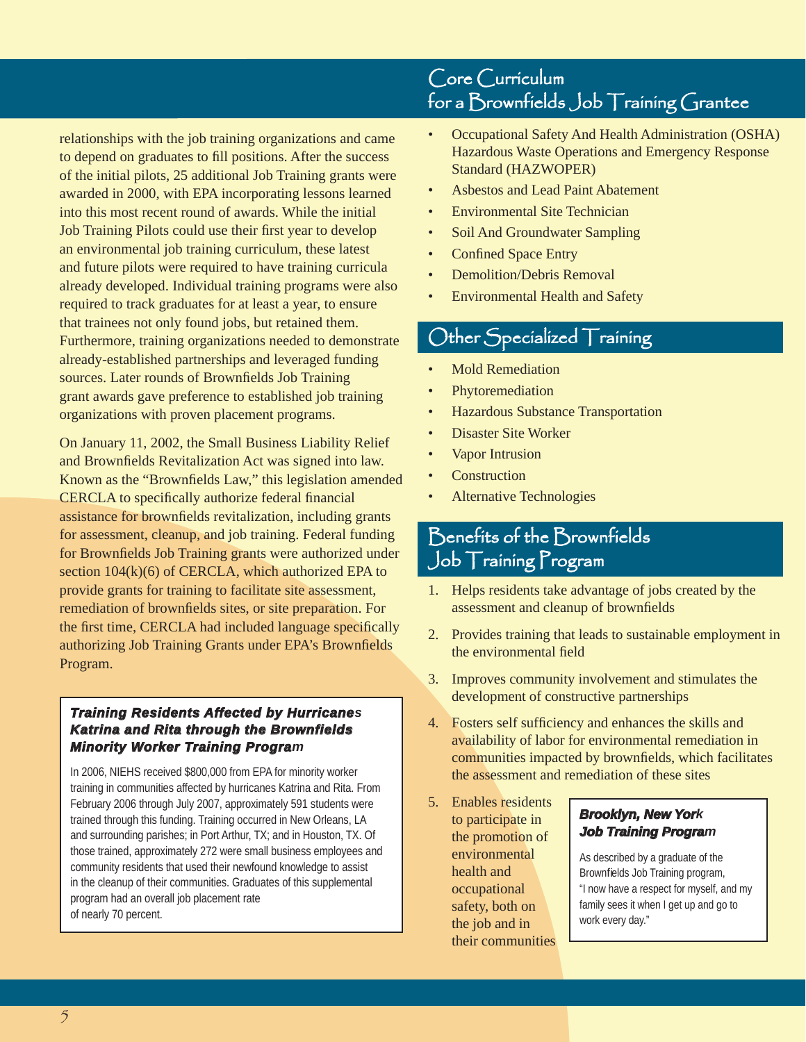relationships with the job training organizations and came to depend on graduates to fill positions. After the success of the initial pilots, 25 additional Job Training grants were awarded in 2000, with EPA incorporating lessons learned into this most recent round of awards. While the initial Job Training Pilots could use their first year to develop an environmental job training curriculum, these latest and future pilots were required to have training curricula already developed. Individual training programs were also required to track graduates for at least a year, to ensure that trainees not only found jobs, but retained them. Furthermore, training organizations needed to demonstrate already-established partnerships and leveraged funding sources. Later rounds of Brownfields Job Training grant awards gave preference to established job training organizations with proven placement programs.

On January 11, 2002, the Small Business Liability Relief and Brownfields Revitalization Act was signed into law. Known as the "Brownfields Law," this legislation amended CERCLA to specifically authorize federal financial assistance for brownfields revitalization, including grants for assessment, cleanup, and job training. Federal funding for Brownfields Job Training grants were authorized under section 104(k)(6) of CERCLA, which authorized EPA to provide grants for training to facilitate site assessment, remediation of brownfields sites, or site preparation. For the first time, CERCLA had included language specifically authorizing Job Training Grants under EPA's Brownfields Program.

### *Training Residents Affected by Hurricanes Katrina and Rita through the Brownfields Minority Worker Training Program*

In 2006, NIEHS received $800,000 from EPA for minority worker training in communities affected by hurricanes Katrina and Rita. From February 2006 through July 2007, approximately 591 students were trained through this funding. Training occurred in New Orleans, LA and surrounding parishes; in Port Arthur, TX; and in Houston, TX. Of those trained, approximately 272 were small business employees and community residents that used their newfound knowledge to assist in the cleanup of their communities. Graduates of this supplemental program had an overall job placement rate of nearly 70 percent.

## Core Curriculum for a Brownfields Job Training Grantee

- Occupational Safety And Health Administration (OSHA) Hazardous Waste Operations and Emergency Response Standard (HAZWOPER)
- Asbestos and Lead Paint Abatement
- Environmental Site Technician
- Soil And Groundwater Sampling
- Confined Space Entry
- Demolition/Debris Removal
- Environmental Health and Safety

## Other Specialized Training

- Mold Remediation
- Phytoremediation
- Hazardous Substance Transportation
- Disaster Site Worker
- Vapor Intrusion
- Construction
- Alternative Technologies

## Benefits of the Brownfields Job Training Program

1. Helps residents take advantage of jobs created by the assessment and cleanup of brownfields
2. Provides training that leads to sustainable employment in the environmental field
3. Improves community involvement and stimulates the development of constructive partnerships
4. Fosters self sufficiency and enhances the skills and availability of labor for environmental remediation in communities impacted by brownfields, which facilitates the assessment and remediation of these sites
5. Enables residents to participate in the promotion of environmental health and occupational safety, both on the job and in their communities

### *Brooklyn, New York Job Training Program*

As described by a graduate of the Brownfields Job Training program, "I now have a respect for myself, and my family sees it when I get up and go to work every day."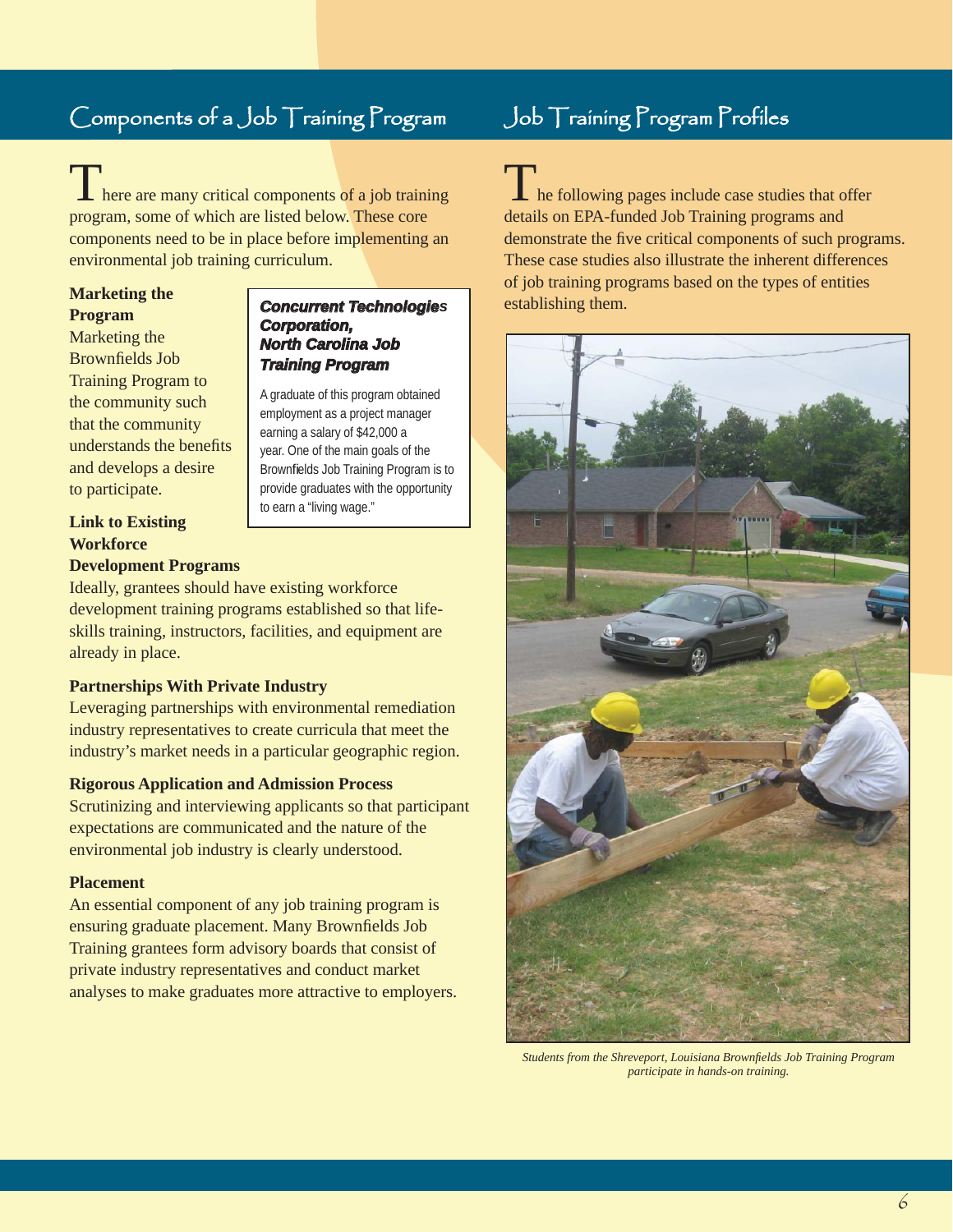## Components of a Job Training Program

There are many critical components of a job training program, some of which are listed below. These core components need to be in place before implementing an environmental job training curriculum.

**Marketing the Program**
Marketing the Brownfields Job Training Program to the community such that the community understands the benefits and develops a desire to participate.

> ***Concurrent Technologies Corporation, North Carolina Job Training Program***
>
> A graduate of this program obtained employment as a project manager earning a salary of $42,000 a year. One of the main goals of the Brownfields Job Training Program is to provide graduates with the opportunity to earn a "living wage."

**Link to Existing Workforce Development Programs**
Ideally, grantees should have existing workforce development training programs established so that life-skills training, instructors, facilities, and equipment are already in place.

**Partnerships With Private Industry**
Leveraging partnerships with environmental remediation industry representatives to create curricula that meet the industry's market needs in a particular geographic region.

**Rigorous Application and Admission Process**
Scrutinizing and interviewing applicants so that participant expectations are communicated and the nature of the environmental job industry is clearly understood.

**Placement**
An essential component of any job training program is ensuring graduate placement. Many Brownfields Job Training grantees form advisory boards that consist of private industry representatives and conduct market analyses to make graduates more attractive to employers.

## Job Training Program Profiles

The following pages include case studies that offer details on EPA-funded Job Training programs and demonstrate the five critical components of such programs. These case studies also illustrate the inherent differences of job training programs based on the types of entities establishing them.

*Students from the Shreveport, Louisiana Brownfields Job Training Program participate in hands-on training.*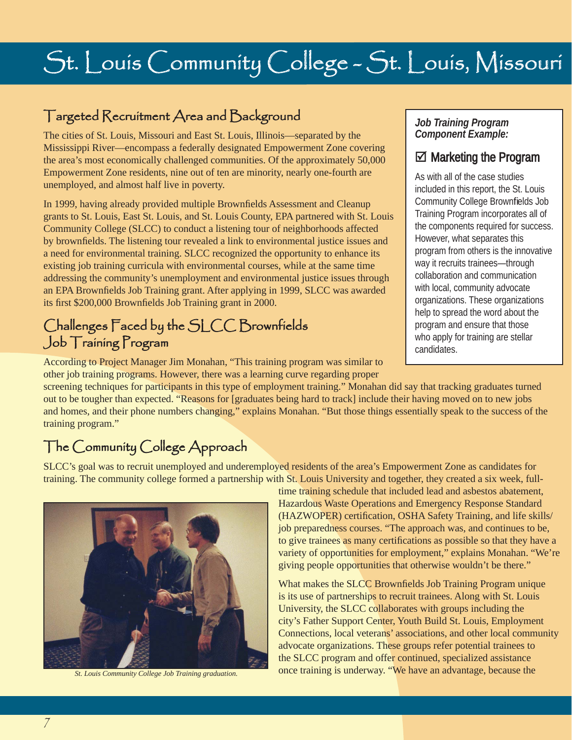# St. Louis Community College - St. Louis, Missouri

## Targeted Recruitment Area and Background

The cities of St. Louis, Missouri and East St. Louis, Illinois—separated by the Mississippi River—encompass a federally designated Empowerment Zone covering the area's most economically challenged communities. Of the approximately 50,000 Empowerment Zone residents, nine out of ten are minority, nearly one-fourth are unemployed, and almost half live in poverty.

In 1999, having already provided multiple Brownfields Assessment and Cleanup grants to St. Louis, East St. Louis, and St. Louis County, EPA partnered with St. Louis Community College (SLCC) to conduct a listening tour of neighborhoods affected by brownfields. The listening tour revealed a link to environmental justice issues and a need for environmental training. SLCC recognized the opportunity to enhance its existing job training curricula with environmental courses, while at the same time addressing the community's unemployment and environmental justice issues through an EPA Brownfields Job Training grant. After applying in 1999, SLCC was awarded its first $200,000 Brownfields Job Training grant in 2000.

***Job Training Program Component Example:***

### ☑ Marketing the Program

As with all of the case studies included in this report, the St. Louis Community College Brownfields Job Training Program incorporates all of the components required for success. However, what separates this program from others is the innovative way it recruits trainees—through collaboration and communication with local, community advocate organizations. These organizations help to spread the word about the program and ensure that those who apply for training are stellar candidates.

## Challenges Faced by the SLCC Brownfields Job Training Program

According to Project Manager Jim Monahan, "This training program was similar to other job training programs. However, there was a learning curve regarding proper screening techniques for participants in this type of employment training." Monahan did say that tracking graduates turned out to be tougher than expected. "Reasons for [graduates being hard to track] include their having moved on to new jobs and homes, and their phone numbers changing," explains Monahan. "But those things essentially speak to the success of the training program."

## The Community College Approach

SLCC's goal was to recruit unemployed and underemployed residents of the area's Empowerment Zone as candidates for training. The community college formed a partnership with St. Louis University and together, they created a six week, full-time training schedule that included lead and asbestos abatement, Hazardous Waste Operations and Emergency Response Standard (HAZWOPER) certification, OSHA Safety Training, and life skills/job preparedness courses. "The approach was, and continues to be, to give trainees as many certifications as possible so that they have a variety of opportunities for employment," explains Monahan. "We're giving people opportunities that otherwise wouldn't be there."

*St. Louis Community College Job Training graduation.*

What makes the SLCC Brownfields Job Training Program unique is its use of partnerships to recruit trainees. Along with St. Louis University, the SLCC collaborates with groups including the city's Father Support Center, Youth Build St. Louis, Employment Connections, local veterans' associations, and other local community advocate organizations. These groups refer potential trainees to the SLCC program and offer continued, specialized assistance once training is underway. "We have an advantage, because the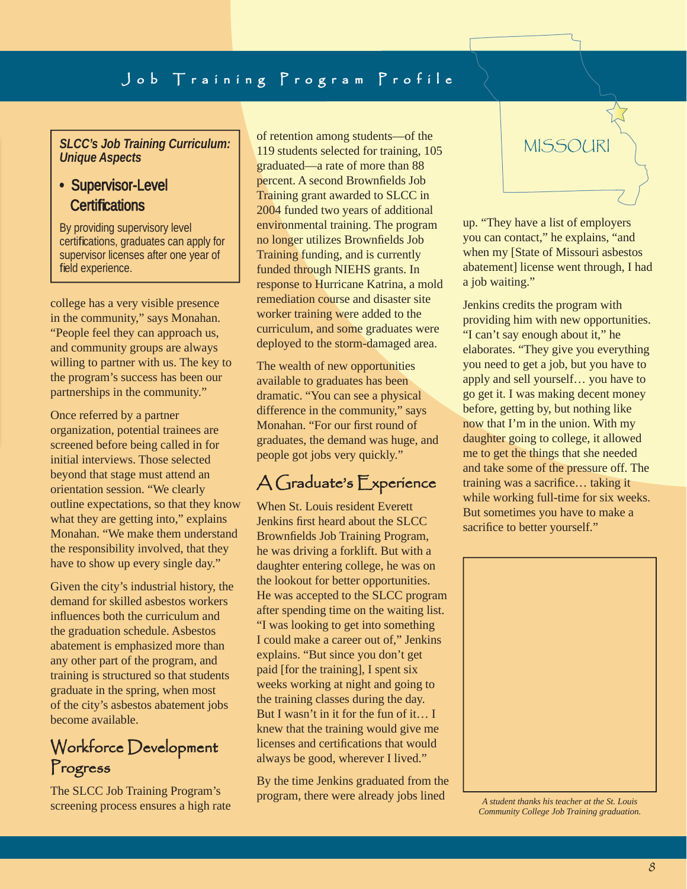# Job Training Program Profile

> ***SLCC's Job Training Curriculum: Unique Aspects***
>
> - **Supervisor-Level Certifications**
>
> By providing supervisory level certifications, graduates can apply for supervisor licenses after one year of field experience.

college has a very visible presence in the community," says Monahan. "People feel they can approach us, and community groups are always willing to partner with us. The key to the program's success has been our partnerships in the community."

Once referred by a partner organization, potential trainees are screened before being called in for initial interviews. Those selected beyond that stage must attend an orientation session. "We clearly outline expectations, so that they know what they are getting into," explains Monahan. "We make them understand the responsibility involved, that they have to show up every single day."

Given the city's industrial history, the demand for skilled asbestos workers influences both the curriculum and the graduation schedule. Asbestos abatement is emphasized more than any other part of the program, and training is structured so that students graduate in the spring, when most of the city's asbestos abatement jobs become available.

## Workforce Development Progress

The SLCC Job Training Program's screening process ensures a high rate of retention among students—of the 119 students selected for training, 105 graduated—a rate of more than 88 percent. A second Brownfields Job Training grant awarded to SLCC in 2004 funded two years of additional environmental training. The program no longer utilizes Brownfields Job Training funding, and is currently funded through NIEHS grants. In response to Hurricane Katrina, a mold remediation course and disaster site worker training were added to the curriculum, and some graduates were deployed to the storm-damaged area.

The wealth of new opportunities available to graduates has been dramatic. "You can see a physical difference in the community," says Monahan. "For our first round of graduates, the demand was huge, and people got jobs very quickly."

## A Graduate's Experience

When St. Louis resident Everett Jenkins first heard about the SLCC Brownfields Job Training Program, he was driving a forklift. But with a daughter entering college, he was on the lookout for better opportunities. He was accepted to the SLCC program after spending time on the waiting list. "I was looking to get into something I could make a career out of," Jenkins explains. "But since you don't get paid [for the training], I spent six weeks working at night and going to the training classes during the day. But I wasn't in it for the fun of it… I knew that the training would give me licenses and certifications that would always be good, wherever I lived."

By the time Jenkins graduated from the program, there were already jobs lined up. "They have a list of employers you can contact," he explains, "and when my [State of Missouri asbestos abatement] license went through, I had a job waiting."

Jenkins credits the program with providing him with new opportunities. "I can't say enough about it," he elaborates. "They give you everything you need to get a job, but you have to apply and sell yourself… you have to go get it. I was making decent money before, getting by, but nothing like now that I'm in the union. With my daughter going to college, it allowed me to get the things that she needed and take some of the pressure off. The training was a sacrifice… taking it while working full-time for six weeks. But sometimes you have to make a sacrifice to better yourself."

MISSOURI

*A student thanks his teacher at the St. Louis Community College Job Training graduation.*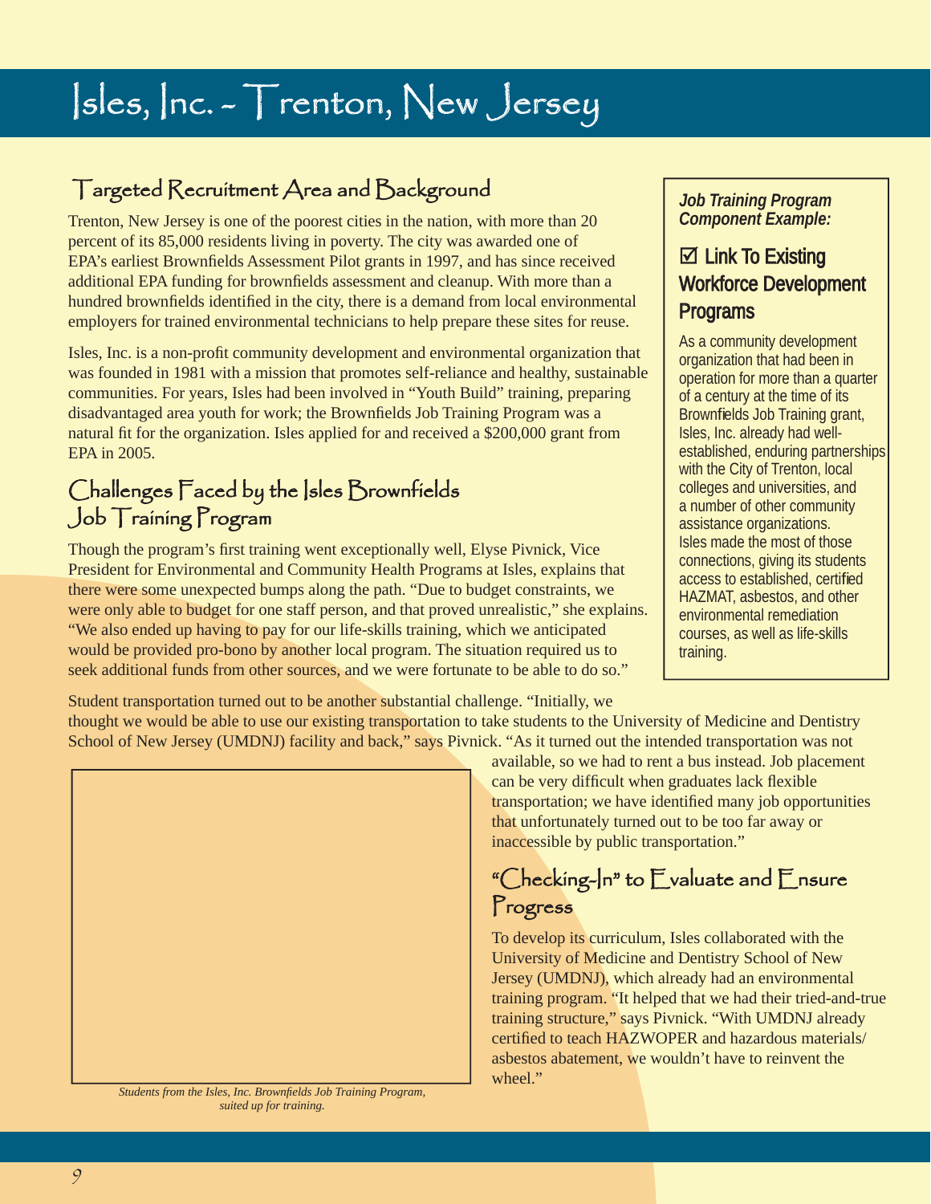# Isles, Inc. - Trenton, New Jersey

## Targeted Recruitment Area and Background

Trenton, New Jersey is one of the poorest cities in the nation, with more than 20 percent of its 85,000 residents living in poverty. The city was awarded one of EPA's earliest Brownfields Assessment Pilot grants in 1997, and has since received additional EPA funding for brownfields assessment and cleanup. With more than a hundred brownfields identified in the city, there is a demand from local environmental employers for trained environmental technicians to help prepare these sites for reuse.

Isles, Inc. is a non-profit community development and environmental organization that was founded in 1981 with a mission that promotes self-reliance and healthy, sustainable communities. For years, Isles had been involved in "Youth Build" training, preparing disadvantaged area youth for work; the Brownfields Job Training Program was a natural fit for the organization. Isles applied for and received a $200,000 grant from EPA in 2005.

> ***Job Training Program Component Example:***
>
> ### ☑ Link To Existing Workforce Development Programs
>
> As a community development organization that had been in operation for more than a quarter of a century at the time of its Brownfields Job Training grant, Isles, Inc. already had well-established, enduring partnerships with the City of Trenton, local colleges and universities, and a number of other community assistance organizations. Isles made the most of those connections, giving its students access to established, certified HAZMAT, asbestos, and other environmental remediation courses, as well as life-skills training.

## Challenges Faced by the Isles Brownfields Job Training Program

Though the program's first training went exceptionally well, Elyse Pivnick, Vice President for Environmental and Community Health Programs at Isles, explains that there were some unexpected bumps along the path. "Due to budget constraints, we were only able to budget for one staff person, and that proved unrealistic," she explains. "We also ended up having to pay for our life-skills training, which we anticipated would be provided pro-bono by another local program. The situation required us to seek additional funds from other sources, and we were fortunate to be able to do so."

Student transportation turned out to be another substantial challenge. "Initially, we thought we would be able to use our existing transportation to take students to the University of Medicine and Dentistry School of New Jersey (UMDNJ) facility and back," says Pivnick. "As it turned out the intended transportation was not available, so we had to rent a bus instead. Job placement can be very difficult when graduates lack flexible transportation; we have identified many job opportunities that unfortunately turned out to be too far away or inaccessible by public transportation."

*Students from the Isles, Inc. Brownfields Job Training Program, suited up for training.*

## "Checking-In" to Evaluate and Ensure Progress

To develop its curriculum, Isles collaborated with the University of Medicine and Dentistry School of New Jersey (UMDNJ), which already had an environmental training program. "It helped that we had their tried-and-true training structure," says Pivnick. "With UMDNJ already certified to teach HAZWOPER and hazardous materials/asbestos abatement, we wouldn't have to reinvent the wheel."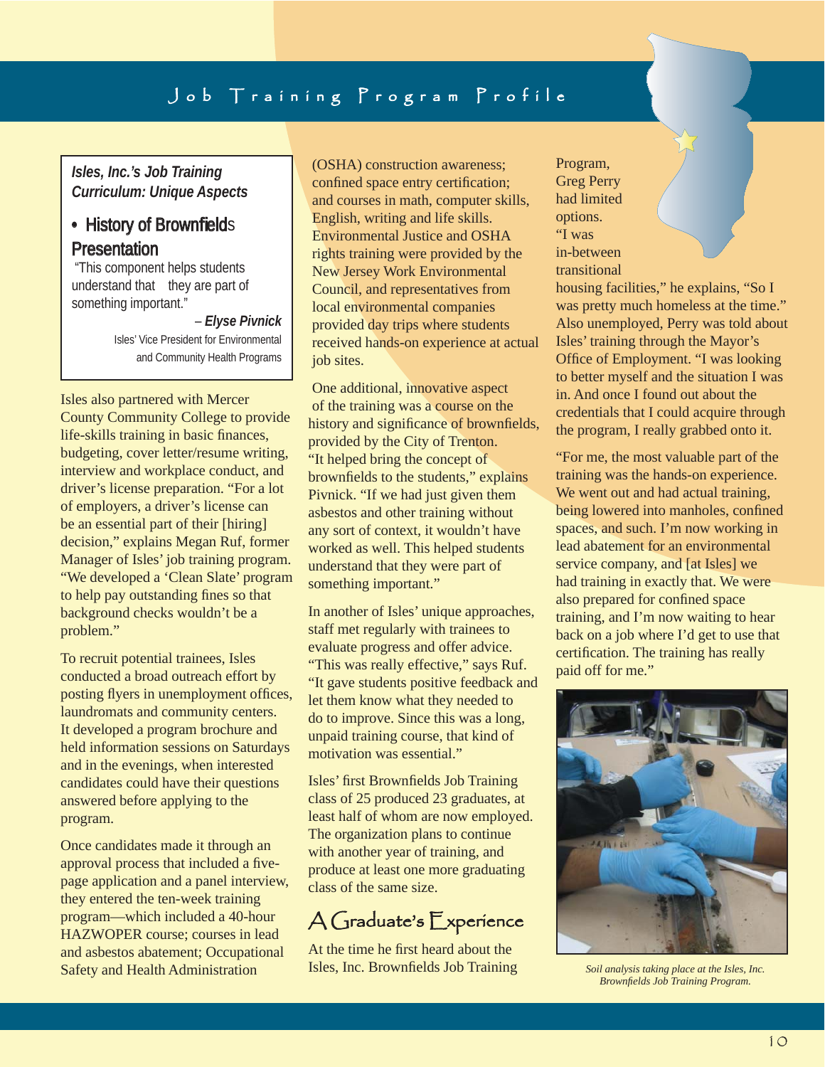# Job Training Program Profile

> ***Isles, Inc.'s Job Training Curriculum: Unique Aspects***
>
> - **History of Brownfields Presentation**
>
> "This component helps students understand that they are part of something important."
>
> – ***Elyse Pivnick***
> Isles' Vice President for Environmental and Community Health Programs

Isles also partnered with Mercer County Community College to provide life-skills training in basic finances, budgeting, cover letter/resume writing, interview and workplace conduct, and driver's license preparation. "For a lot of employers, a driver's license can be an essential part of their [hiring] decision," explains Megan Ruf, former Manager of Isles' job training program. "We developed a 'Clean Slate' program to help pay outstanding fines so that background checks wouldn't be a problem."

To recruit potential trainees, Isles conducted a broad outreach effort by posting flyers in unemployment offices, laundromats and community centers. It developed a program brochure and held information sessions on Saturdays and in the evenings, when interested candidates could have their questions answered before applying to the program.

Once candidates made it through an approval process that included a five-page application and a panel interview, they entered the ten-week training program—which included a 40-hour HAZWOPER course; courses in lead and asbestos abatement; Occupational Safety and Health Administration (OSHA) construction awareness; confined space entry certification; and courses in math, computer skills, English, writing and life skills. Environmental Justice and OSHA rights training were provided by the New Jersey Work Environmental Council, and representatives from local environmental companies provided day trips where students received hands-on experience at actual job sites.

One additional, innovative aspect of the training was a course on the history and significance of brownfields, provided by the City of Trenton. "It helped bring the concept of brownfields to the students," explains Pivnick. "If we had just given them asbestos and other training without any sort of context, it wouldn't have worked as well. This helped students understand that they were part of something important."

In another of Isles' unique approaches, staff met regularly with trainees to evaluate progress and offer advice. "This was really effective," says Ruf. "It gave students positive feedback and let them know what they needed to do to improve. Since this was a long, unpaid training course, that kind of motivation was essential."

Isles' first Brownfields Job Training class of 25 produced 23 graduates, at least half of whom are now employed. The organization plans to continue with another year of training, and produce at least one more graduating class of the same size.

## A Graduate's Experience

At the time he first heard about the Isles, Inc. Brownfields Job Training Program, Greg Perry had limited options. "I was in-between transitional housing facilities," he explains, "So I was pretty much homeless at the time." Also unemployed, Perry was told about Isles' training through the Mayor's Office of Employment. "I was looking to better myself and the situation I was in. And once I found out about the credentials that I could acquire through the program, I really grabbed onto it.

"For me, the most valuable part of the training was the hands-on experience. We went out and had actual training, being lowered into manholes, confined spaces, and such. I'm now working in lead abatement for an environmental service company, and [at Isles] we had training in exactly that. We were also prepared for confined space training, and I'm now waiting to hear back on a job where I'd get to use that certification. The training has really paid off for me."

*Soil analysis taking place at the Isles, Inc. Brownfields Job Training Program.*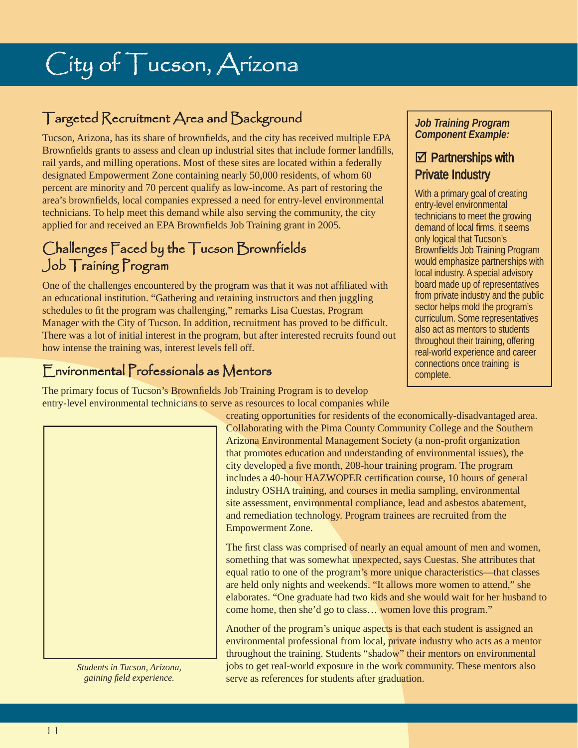# City of Tucson, Arizona

## Targeted Recruitment Area and Background

Tucson, Arizona, has its share of brownfields, and the city has received multiple EPA Brownfields grants to assess and clean up industrial sites that include former landfills, rail yards, and milling operations. Most of these sites are located within a federally designated Empowerment Zone containing nearly 50,000 residents, of whom 60 percent are minority and 70 percent qualify as low-income. As part of restoring the area's brownfields, local companies expressed a need for entry-level environmental technicians. To help meet this demand while also serving the community, the city applied for and received an EPA Brownfields Job Training grant in 2005.

## Challenges Faced by the Tucson Brownfields Job Training Program

One of the challenges encountered by the program was that it was not affiliated with an educational institution. "Gathering and retaining instructors and then juggling schedules to fit the program was challenging," remarks Lisa Cuestas, Program Manager with the City of Tucson. In addition, recruitment has proved to be difficult. There was a lot of initial interest in the program, but after interested recruits found out how intense the training was, interest levels fell off.

## Environmental Professionals as Mentors

The primary focus of Tucson's Brownfields Job Training Program is to develop entry-level environmental technicians to serve as resources to local companies while creating opportunities for residents of the economically-disadvantaged area. Collaborating with the Pima County Community College and the Southern Arizona Environmental Management Society (a non-profit organization that promotes education and understanding of environmental issues), the city developed a five month, 208-hour training program. The program includes a 40-hour HAZWOPER certification course, 10 hours of general industry OSHA training, and courses in media sampling, environmental site assessment, environmental compliance, lead and asbestos abatement, and remediation technology. Program trainees are recruited from the Empowerment Zone.

The first class was comprised of nearly an equal amount of men and women, something that was somewhat unexpected, says Cuestas. She attributes that equal ratio to one of the program's more unique characteristics—that classes are held only nights and weekends. "It allows more women to attend," she elaborates. "One graduate had two kids and she would wait for her husband to come home, then she'd go to class… women love this program."

Another of the program's unique aspects is that each student is assigned an environmental professional from local, private industry who acts as a mentor throughout the training. Students "shadow" their mentors on environmental jobs to get real-world exposure in the work community. These mentors also serve as references for students after graduation.

*Students in Tucson, Arizona, gaining field experience.*

---

***Job Training Program Component Example:***

### ☑ Partnerships with Private Industry

With a primary goal of creating entry-level environmental technicians to meet the growing demand of local firms, it seems only logical that Tucson's Brownfields Job Training Program would emphasize partnerships with local industry. A special advisory board made up of representatives from private industry and the public sector helps mold the program's curriculum. Some representatives also act as mentors to students throughout their training, offering real-world experience and career connections once training is complete.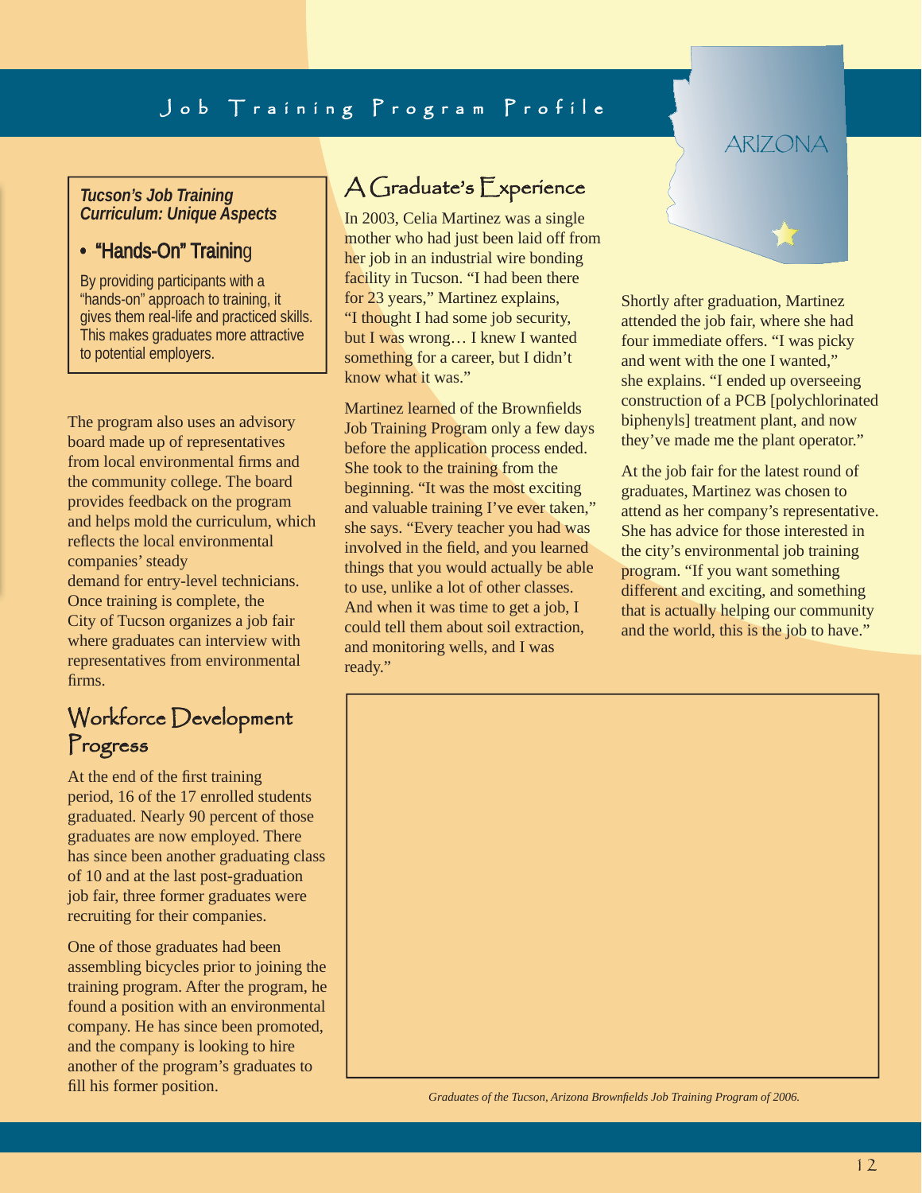# Job Training Program Profile

ARIZONA

*Tucson's Job Training Curriculum: Unique Aspects*

- **"Hands-On" Training**

By providing participants with a "hands-on" approach to training, it gives them real-life and practiced skills. This makes graduates more attractive to potential employers.

The program also uses an advisory board made up of representatives from local environmental firms and the community college. The board provides feedback on the program and helps mold the curriculum, which reflects the local environmental companies' steady demand for entry-level technicians. Once training is complete, the City of Tucson organizes a job fair where graduates can interview with representatives from environmental firms.

## Workforce Development Progress

At the end of the first training period, 16 of the 17 enrolled students graduated. Nearly 90 percent of those graduates are now employed. There has since been another graduating class of 10 and at the last post-graduation job fair, three former graduates were recruiting for their companies.

One of those graduates had been assembling bicycles prior to joining the training program. After the program, he found a position with an environmental company. He has since been promoted, and the company is looking to hire another of the program's graduates to fill his former position.

## A Graduate's Experience

In 2003, Celia Martinez was a single mother who had just been laid off from her job in an industrial wire bonding facility in Tucson. "I had been there for 23 years," Martinez explains, "I thought I had some job security, but I was wrong… I knew I wanted something for a career, but I didn't know what it was."

Martinez learned of the Brownfields Job Training Program only a few days before the application process ended. She took to the training from the beginning. "It was the most exciting and valuable training I've ever taken," she says. "Every teacher you had was involved in the field, and you learned things that you would actually be able to use, unlike a lot of other classes. And when it was time to get a job, I could tell them about soil extraction, and monitoring wells, and I was ready."

Shortly after graduation, Martinez attended the job fair, where she had four immediate offers. "I was picky and went with the one I wanted," she explains. "I ended up overseeing construction of a PCB [polychlorinated biphenyls] treatment plant, and now they've made me the plant operator."

At the job fair for the latest round of graduates, Martinez was chosen to attend as her company's representative. She has advice for those interested in the city's environmental job training program. "If you want something different and exciting, and something that is actually helping our community and the world, this is the job to have."

*Graduates of the Tucson, Arizona Brownfields Job Training Program of 2006.*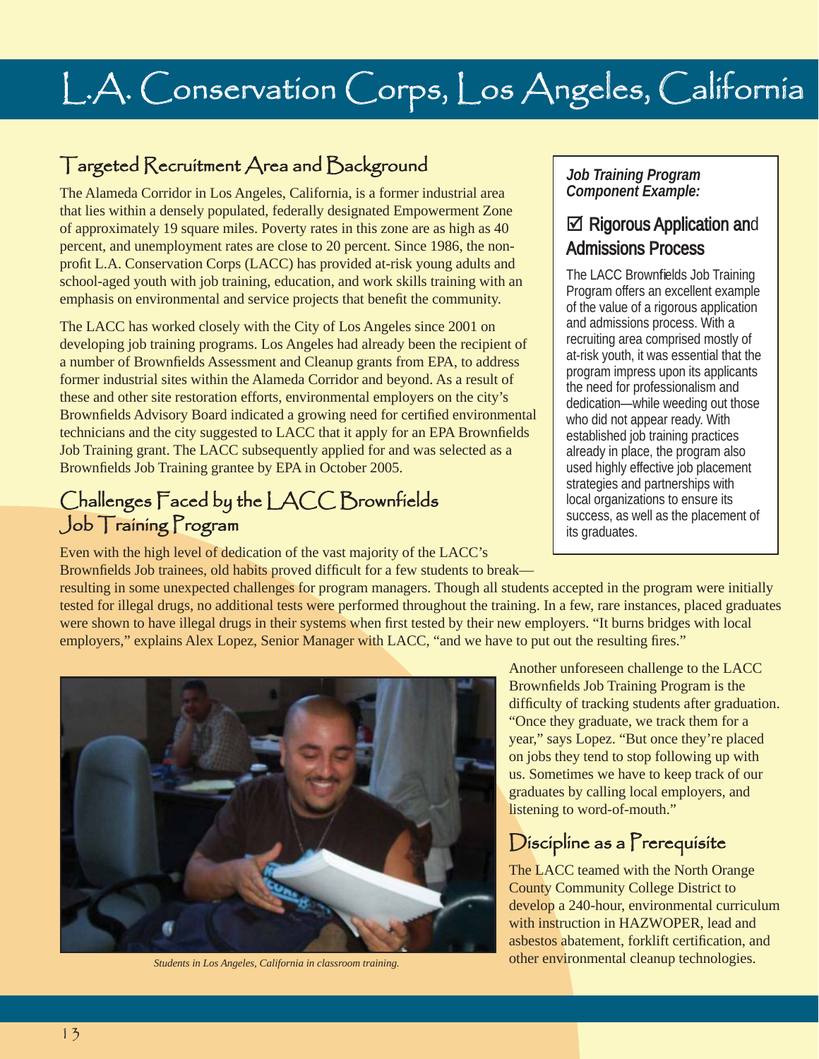# L.A. Conservation Corps, Los Angeles, California

## Targeted Recruitment Area and Background

The Alameda Corridor in Los Angeles, California, is a former industrial area that lies within a densely populated, federally designated Empowerment Zone of approximately 19 square miles. Poverty rates in this zone are as high as 40 percent, and unemployment rates are close to 20 percent. Since 1986, the non-profit L.A. Conservation Corps (LACC) has provided at-risk young adults and school-aged youth with job training, education, and work skills training with an emphasis on environmental and service projects that benefit the community.

The LACC has worked closely with the City of Los Angeles since 2001 on developing job training programs. Los Angeles had already been the recipient of a number of Brownfields Assessment and Cleanup grants from EPA, to address former industrial sites within the Alameda Corridor and beyond. As a result of these and other site restoration efforts, environmental employers on the city's Brownfields Advisory Board indicated a growing need for certified environmental technicians and the city suggested to LACC that it apply for an EPA Brownfields Job Training grant. The LACC subsequently applied for and was selected as a Brownfields Job Training grantee by EPA in October 2005.

***Job Training Program Component Example:***

**☑ Rigorous Application and Admissions Process**

The LACC Brownfields Job Training Program offers an excellent example of the value of a rigorous application and admissions process. With a recruiting area comprised mostly of at-risk youth, it was essential that the program impress upon its applicants the need for professionalism and dedication—while weeding out those who did not appear ready. With established job training practices already in place, the program also used highly effective job placement strategies and partnerships with local organizations to ensure its success, as well as the placement of its graduates.

## Challenges Faced by the LACC Brownfields Job Training Program

Even with the high level of dedication of the vast majority of the LACC's Brownfields Job trainees, old habits proved difficult for a few students to break—resulting in some unexpected challenges for program managers. Though all students accepted in the program were initially tested for illegal drugs, no additional tests were performed throughout the training. In a few, rare instances, placed graduates were shown to have illegal drugs in their systems when first tested by their new employers. "It burns bridges with local employers," explains Alex Lopez, Senior Manager with LACC, "and we have to put out the resulting fires."

*Students in Los Angeles, California in classroom training.*

Another unforeseen challenge to the LACC Brownfields Job Training Program is the difficulty of tracking students after graduation. "Once they graduate, we track them for a year," says Lopez. "But once they're placed on jobs they tend to stop following up with us. Sometimes we have to keep track of our graduates by calling local employers, and listening to word-of-mouth."

## Discipline as a Prerequisite

The LACC teamed with the North Orange County Community College District to develop a 240-hour, environmental curriculum with instruction in HAZWOPER, lead and asbestos abatement, forklift certification, and other environmental cleanup technologies.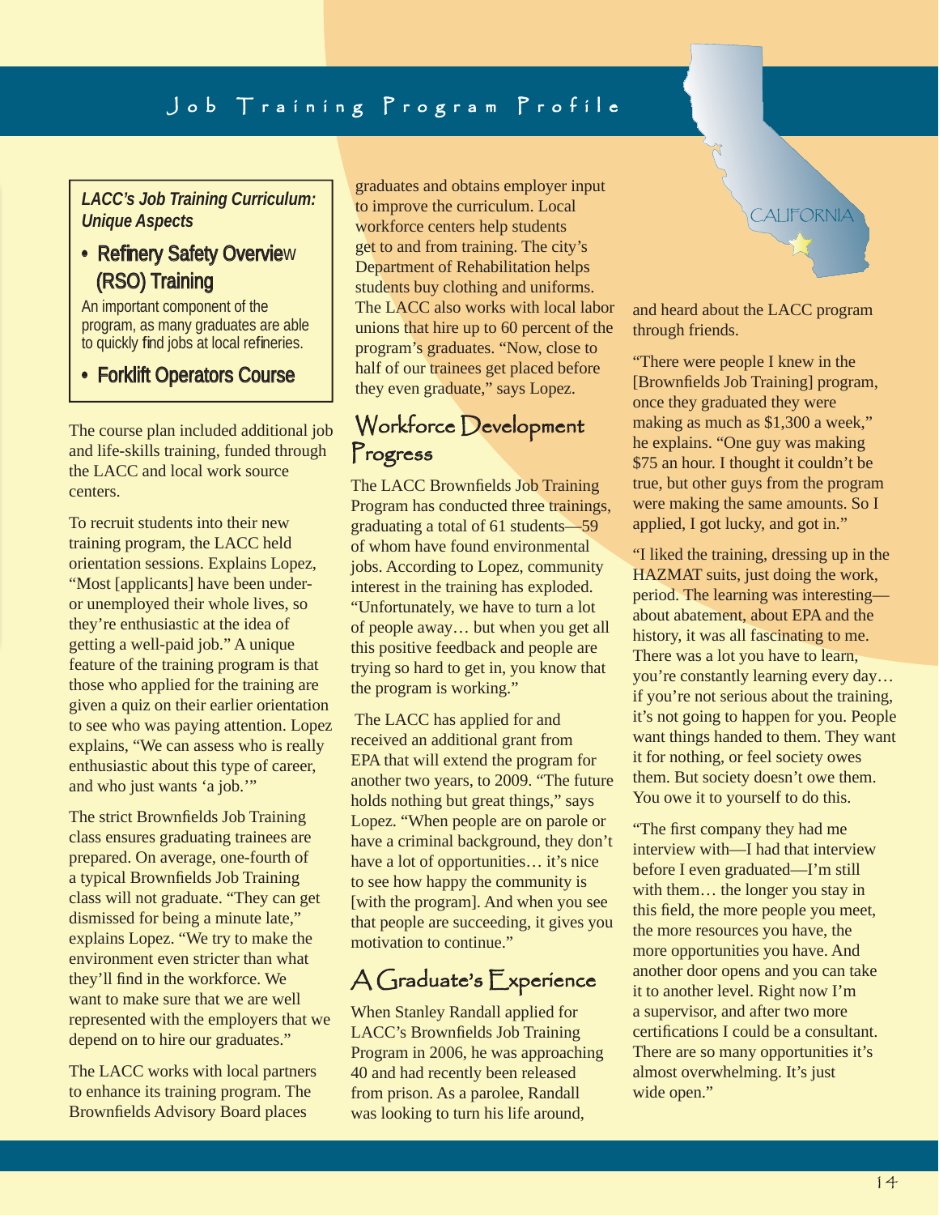# Job Training Program Profile

> ***LACC's Job Training Curriculum: Unique Aspects***
>
> - **Refinery Safety Overview (RSO) Training**
>
> An important component of the program, as many graduates are able to quickly find jobs at local refineries.
>
> - **Forklift Operators Course**

The course plan included additional job and life-skills training, funded through the LACC and local work source centers.

To recruit students into their new training program, the LACC held orientation sessions. Explains Lopez, "Most [applicants] have been under- or unemployed their whole lives, so they're enthusiastic at the idea of getting a well-paid job." A unique feature of the training program is that those who applied for the training are given a quiz on their earlier orientation to see who was paying attention. Lopez explains, "We can assess who is really enthusiastic about this type of career, and who just wants 'a job.'"

The strict Brownfields Job Training class ensures graduating trainees are prepared. On average, one-fourth of a typical Brownfields Job Training class will not graduate. "They can get dismissed for being a minute late," explains Lopez. "We try to make the environment even stricter than what they'll find in the workforce. We want to make sure that we are well represented with the employers that we depend on to hire our graduates."

The LACC works with local partners to enhance its training program. The Brownfields Advisory Board places graduates and obtains employer input to improve the curriculum. Local workforce centers help students get to and from training. The city's Department of Rehabilitation helps students buy clothing and uniforms. The LACC also works with local labor unions that hire up to 60 percent of the program's graduates. "Now, close to half of our trainees get placed before they even graduate," says Lopez.

## Workforce Development Progress

The LACC Brownfields Job Training Program has conducted three trainings, graduating a total of 61 students—59 of whom have found environmental jobs. According to Lopez, community interest in the training has exploded. "Unfortunately, we have to turn a lot of people away… but when you get all this positive feedback and people are trying so hard to get in, you know that the program is working."

The LACC has applied for and received an additional grant from EPA that will extend the program for another two years, to 2009. "The future holds nothing but great things," says Lopez. "When people are on parole or have a criminal background, they don't have a lot of opportunities… it's nice to see how happy the community is [with the program]. And when you see that people are succeeding, it gives you motivation to continue."

## A Graduate's Experience

When Stanley Randall applied for LACC's Brownfields Job Training Program in 2006, he was approaching 40 and had recently been released from prison. As a parolee, Randall was looking to turn his life around, and heard about the LACC program through friends.

"There were people I knew in the [Brownfields Job Training] program, once they graduated they were making as much as $1,300 a week," he explains. "One guy was making $75 an hour. I thought it couldn't be true, but other guys from the program were making the same amounts. So I applied, I got lucky, and got in."

"I liked the training, dressing up in the HAZMAT suits, just doing the work, period. The learning was interesting—about abatement, about EPA and the history, it was all fascinating to me. There was a lot you have to learn, you're constantly learning every day… if you're not serious about the training, it's not going to happen for you. People want things handed to them. They want it for nothing, or feel society owes them. But society doesn't owe them. You owe it to yourself to do this.

"The first company they had me interview with—I had that interview before I even graduated—I'm still with them… the longer you stay in this field, the more people you meet, the more resources you have, the more opportunities you have. And another door opens and you can take it to another level. Right now I'm a supervisor, and after two more certifications I could be a consultant. There are so many opportunities it's almost overwhelming. It's just wide open."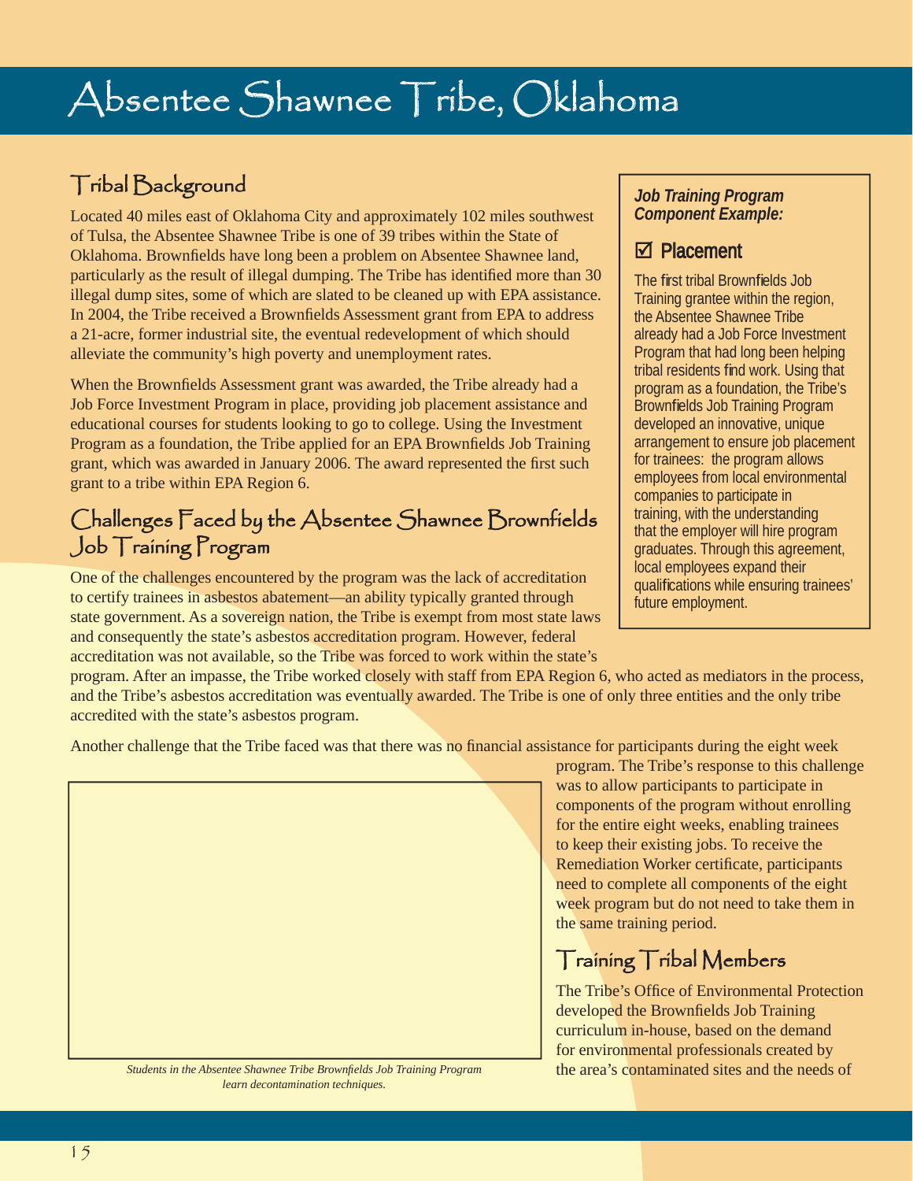# Absentee Shawnee Tribe, Oklahoma

## Tribal Background

Located 40 miles east of Oklahoma City and approximately 102 miles southwest of Tulsa, the Absentee Shawnee Tribe is one of 39 tribes within the State of Oklahoma. Brownfields have long been a problem on Absentee Shawnee land, particularly as the result of illegal dumping. The Tribe has identified more than 30 illegal dump sites, some of which are slated to be cleaned up with EPA assistance. In 2004, the Tribe received a Brownfields Assessment grant from EPA to address a 21-acre, former industrial site, the eventual redevelopment of which should alleviate the community's high poverty and unemployment rates.

When the Brownfields Assessment grant was awarded, the Tribe already had a Job Force Investment Program in place, providing job placement assistance and educational courses for students looking to go to college. Using the Investment Program as a foundation, the Tribe applied for an EPA Brownfields Job Training grant, which was awarded in January 2006. The award represented the first such grant to a tribe within EPA Region 6.

> ***Job Training Program Component Example:***
>
> **☑ Placement**
>
> The first tribal Brownfields Job Training grantee within the region, the Absentee Shawnee Tribe already had a Job Force Investment Program that had long been helping tribal residents find work. Using that program as a foundation, the Tribe's Brownfields Job Training Program developed an innovative, unique arrangement to ensure job placement for trainees: the program allows employees from local environmental companies to participate in training, with the understanding that the employer will hire program graduates. Through this agreement, local employees expand their qualifications while ensuring trainees' future employment.

## Challenges Faced by the Absentee Shawnee Brownfields Job Training Program

One of the challenges encountered by the program was the lack of accreditation to certify trainees in asbestos abatement—an ability typically granted through state government. As a sovereign nation, the Tribe is exempt from most state laws and consequently the state's asbestos accreditation program. However, federal accreditation was not available, so the Tribe was forced to work within the state's program. After an impasse, the Tribe worked closely with staff from EPA Region 6, who acted as mediators in the process, and the Tribe's asbestos accreditation was eventually awarded. The Tribe is one of only three entities and the only tribe accredited with the state's asbestos program.

Another challenge that the Tribe faced was that there was no financial assistance for participants during the eight week program. The Tribe's response to this challenge was to allow participants to participate in components of the program without enrolling for the entire eight weeks, enabling trainees to keep their existing jobs. To receive the Remediation Worker certificate, participants need to complete all components of the eight week program but do not need to take them in the same training period.

*Students in the Absentee Shawnee Tribe Brownfields Job Training Program learn decontamination techniques.*

## Training Tribal Members

The Tribe's Office of Environmental Protection developed the Brownfields Job Training curriculum in-house, based on the demand for environmental professionals created by the area's contaminated sites and the needs of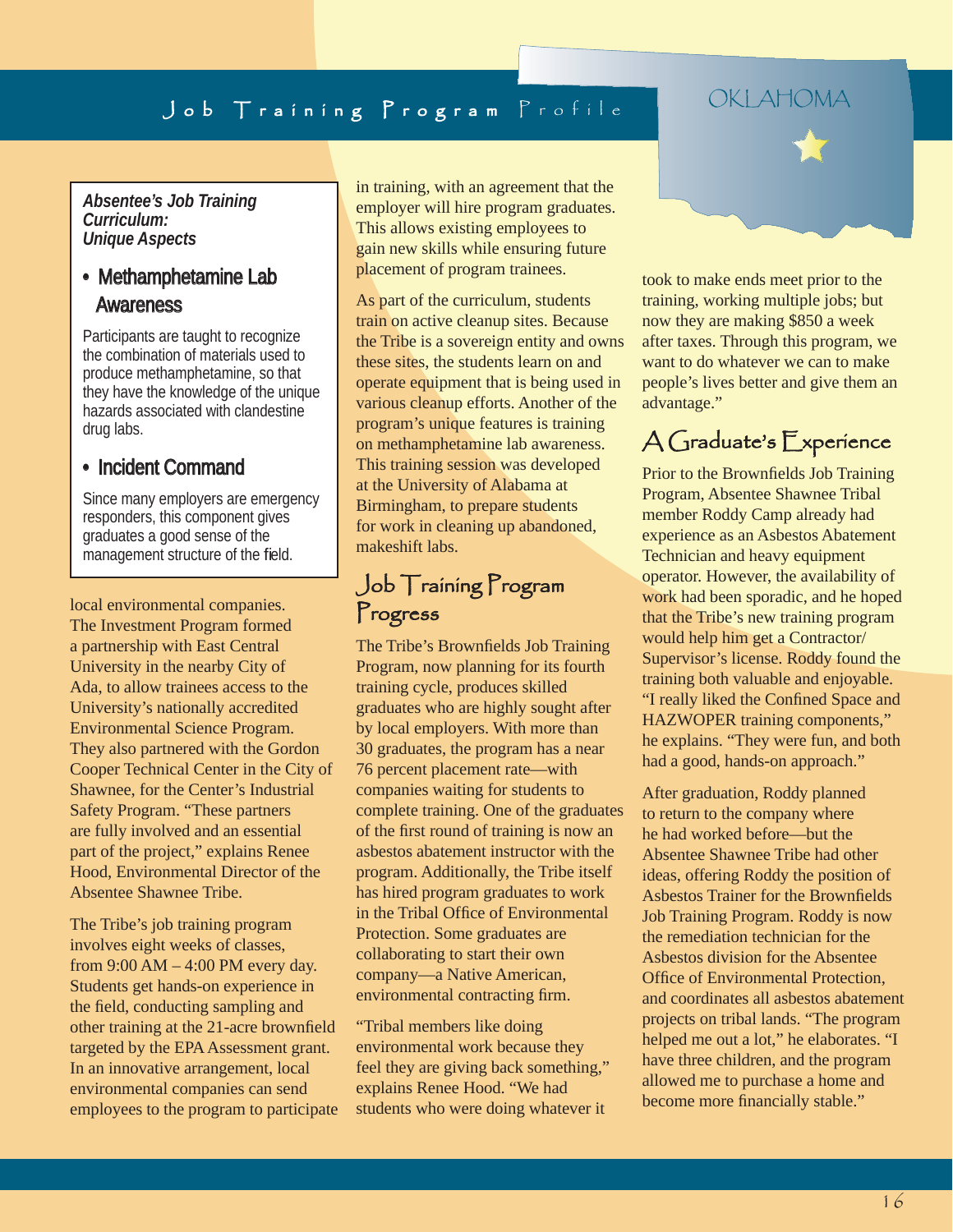**Absentee's Job Training Curriculum: Unique Aspects**

- **Methamphetamine Lab Awareness**

Participants are taught to recognize the combination of materials used to produce methamphetamine, so that they have the knowledge of the unique hazards associated with clandestine drug labs.

- **Incident Command**

Since many employers are emergency responders, this component gives graduates a good sense of the management structure of the field.

local environmental companies. The Investment Program formed a partnership with East Central University in the nearby City of Ada, to allow trainees access to the University's nationally accredited Environmental Science Program. They also partnered with the Gordon Cooper Technical Center in the City of Shawnee, for the Center's Industrial Safety Program. "These partners are fully involved and an essential part of the project," explains Renee Hood, Environmental Director of the Absentee Shawnee Tribe.

The Tribe's job training program involves eight weeks of classes, from 9:00 AM – 4:00 PM every day. Students get hands-on experience in the field, conducting sampling and other training at the 21-acre brownfield targeted by the EPA Assessment grant. In an innovative arrangement, local environmental companies can send employees to the program to participate in training, with an agreement that the employer will hire program graduates. This allows existing employees to gain new skills while ensuring future placement of program trainees.

As part of the curriculum, students train on active cleanup sites. Because the Tribe is a sovereign entity and owns these sites, the students learn on and operate equipment that is being used in various cleanup efforts. Another of the program's unique features is training on methamphetamine lab awareness. This training session was developed at the University of Alabama at Birmingham, to prepare students for work in cleaning up abandoned, makeshift labs.

## Job Training Program Progress

The Tribe's Brownfields Job Training Program, now planning for its fourth training cycle, produces skilled graduates who are highly sought after by local employers. With more than 30 graduates, the program has a near 76 percent placement rate—with companies waiting for students to complete training. One of the graduates of the first round of training is now an asbestos abatement instructor with the program. Additionally, the Tribe itself has hired program graduates to work in the Tribal Office of Environmental Protection. Some graduates are collaborating to start their own company—a Native American, environmental contracting firm.

"Tribal members like doing environmental work because they feel they are giving back something," explains Renee Hood. "We had students who were doing whatever it took to make ends meet prior to the training, working multiple jobs; but now they are making $850 a week after taxes. Through this program, we want to do whatever we can to make people's lives better and give them an advantage."

## A Graduate's Experience

Prior to the Brownfields Job Training Program, Absentee Shawnee Tribal member Roddy Camp already had experience as an Asbestos Abatement Technician and heavy equipment operator. However, the availability of work had been sporadic, and he hoped that the Tribe's new training program would help him get a Contractor/Supervisor's license. Roddy found the training both valuable and enjoyable. "I really liked the Confined Space and HAZWOPER training components," he explains. "They were fun, and both had a good, hands-on approach."

After graduation, Roddy planned to return to the company where he had worked before—but the Absentee Shawnee Tribe had other ideas, offering Roddy the position of Asbestos Trainer for the Brownfields Job Training Program. Roddy is now the remediation technician for the Asbestos division for the Absentee Office of Environmental Protection, and coordinates all asbestos abatement projects on tribal lands. "The program helped me out a lot," he elaborates. "I have three children, and the program allowed me to purchase a home and become more financially stable."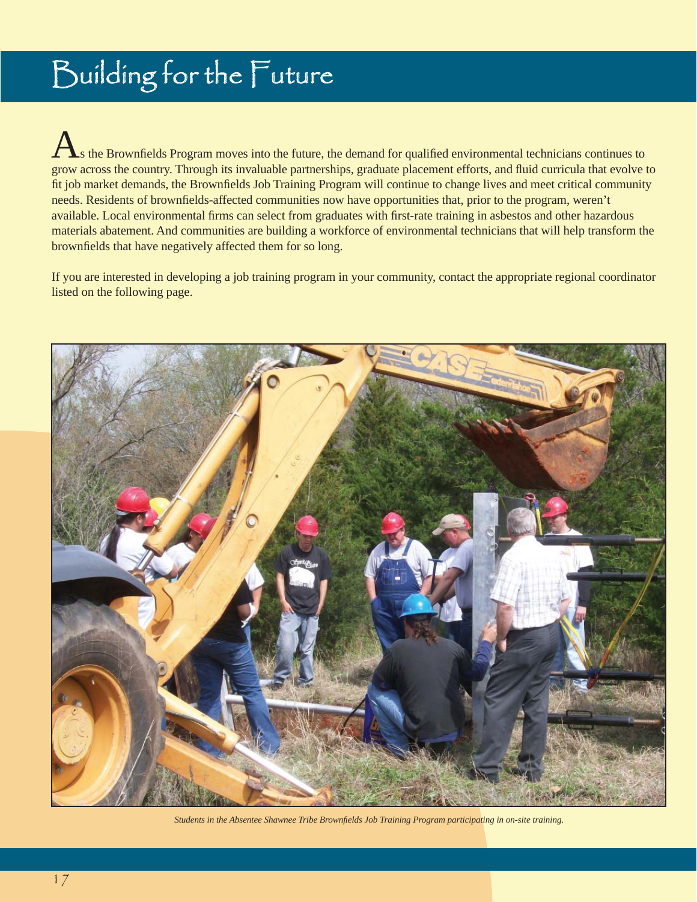# Building for the Future

As the Brownfields Program moves into the future, the demand for qualified environmental technicians continues to grow across the country. Through its invaluable partnerships, graduate placement efforts, and fluid curricula that evolve to fit job market demands, the Brownfields Job Training Program will continue to change lives and meet critical community needs. Residents of brownfields-affected communities now have opportunities that, prior to the program, weren't available. Local environmental firms can select from graduates with first-rate training in asbestos and other hazardous materials abatement. And communities are building a workforce of environmental technicians that will help transform the brownfields that have negatively affected them for so long.

If you are interested in developing a job training program in your community, contact the appropriate regional coordinator listed on the following page.

*Students in the Absentee Shawnee Tribe Brownfields Job Training Program participating in on-site training.*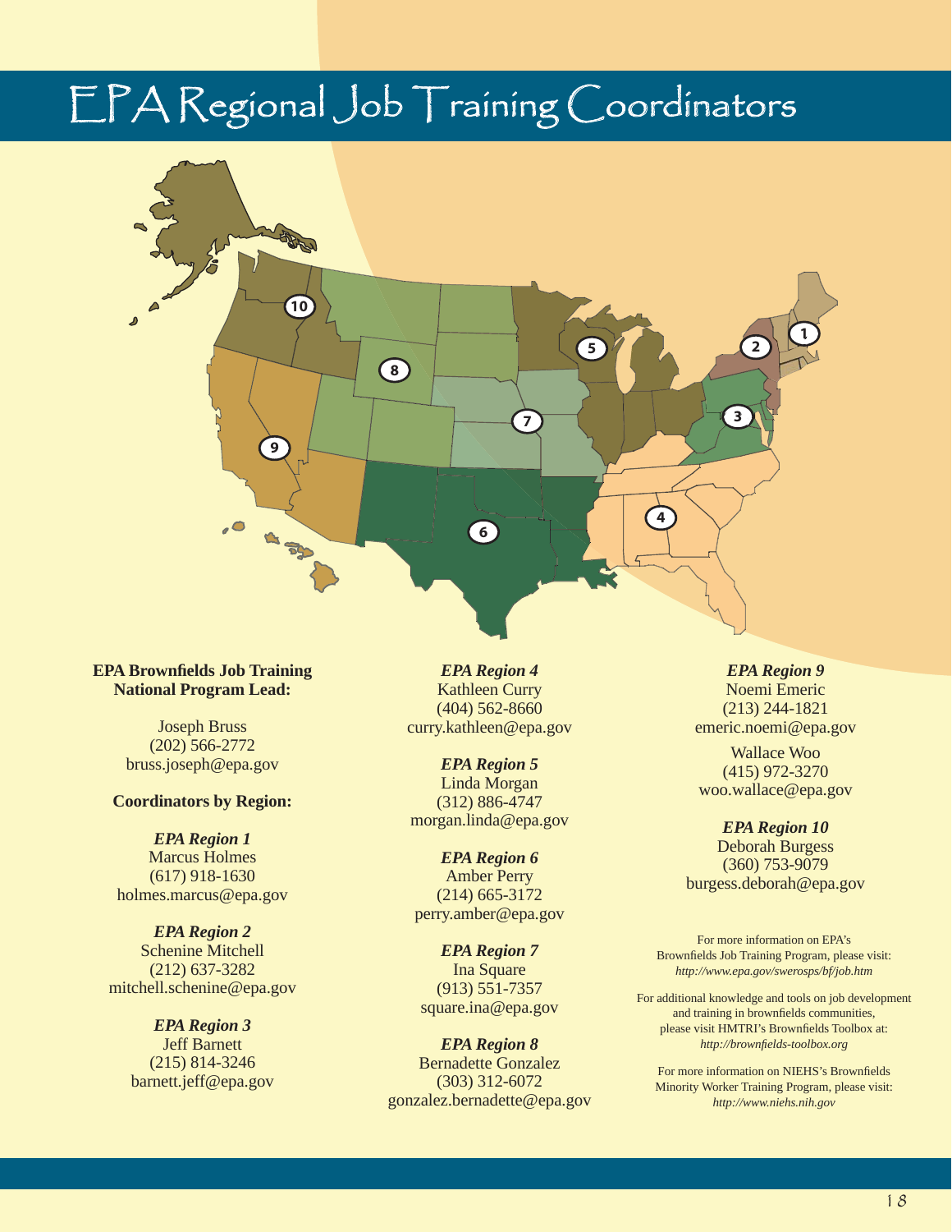# EPA Regional Job Training Coordinators

10
8
9
7
6
5
4
3
2
1

**EPA Brownfields Job Training National Program Lead:**

Joseph Bruss
(202) 566-2772
bruss.joseph@epa.gov

**Coordinators by Region:**

***EPA Region 1***
Marcus Holmes
(617) 918-1630
holmes.marcus@epa.gov

***EPA Region 2***
Schenine Mitchell
(212) 637-3282
mitchell.schenine@epa.gov

***EPA Region 3***
Jeff Barnett
(215) 814-3246
barnett.jeff@epa.gov

***EPA Region 4***
Kathleen Curry
(404) 562-8660
curry.kathleen@epa.gov

***EPA Region 5***
Linda Morgan
(312) 886-4747
morgan.linda@epa.gov

***EPA Region 6***
Amber Perry
(214) 665-3172
perry.amber@epa.gov

***EPA Region 7***
Ina Square
(913) 551-7357
square.ina@epa.gov

***EPA Region 8***
Bernadette Gonzalez
(303) 312-6072
gonzalez.bernadette@epa.gov

***EPA Region 9***
Noemi Emeric
(213) 244-1821
emeric.noemi@epa.gov

Wallace Woo
(415) 972-3270
woo.wallace@epa.gov

***EPA Region 10***
Deborah Burgess
(360) 753-9079
burgess.deborah@epa.gov

For more information on EPA's Brownfields Job Training Program, please visit: *http://www.epa.gov/swerosps/bf/job.htm*

For additional knowledge and tools on job development and training in brownfields communities, please visit HMTRI's Brownfields Toolbox at: *http://brownfields-toolbox.org*

For more information on NIEHS's Brownfields Minority Worker Training Program, please visit: *http://www.niehs.nih.gov*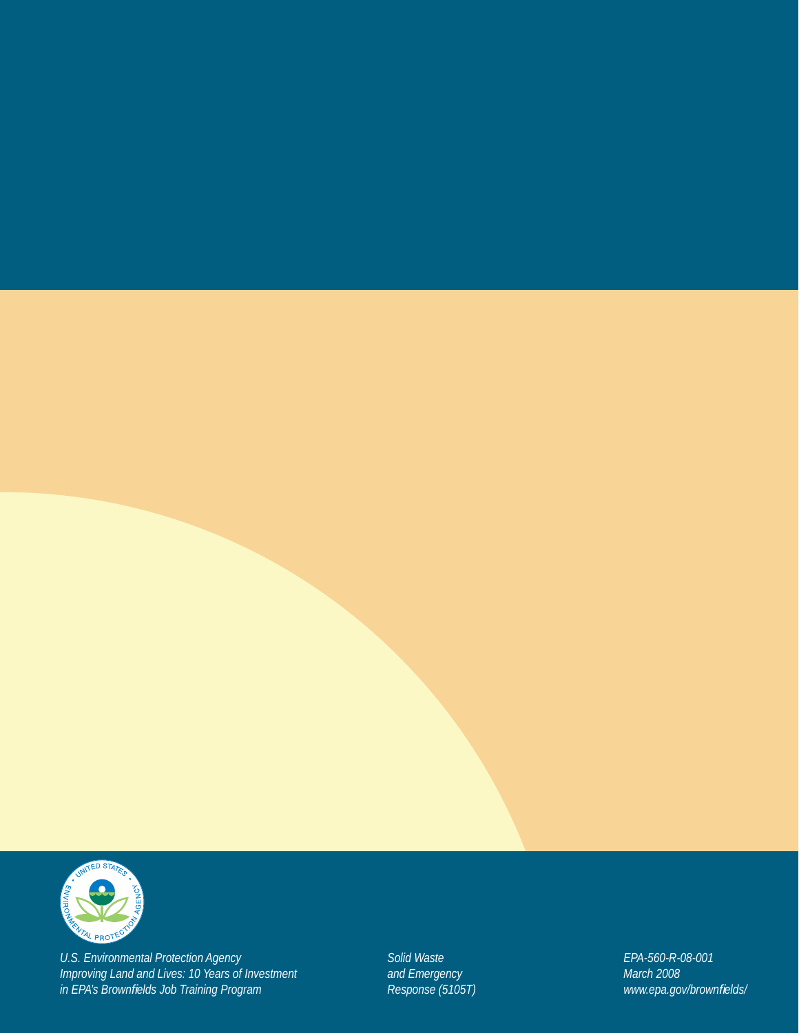*U.S. Environmental Protection Agency*
*Improving Land and Lives: 10 Years of Investment*
*in EPA's Brownfields Job Training Program*

*Solid Waste*
*and Emergency*
*Response (5105T)*

*EPA-560-R-08-001*
*March 2008*
*www.epa.gov/brownfields/*